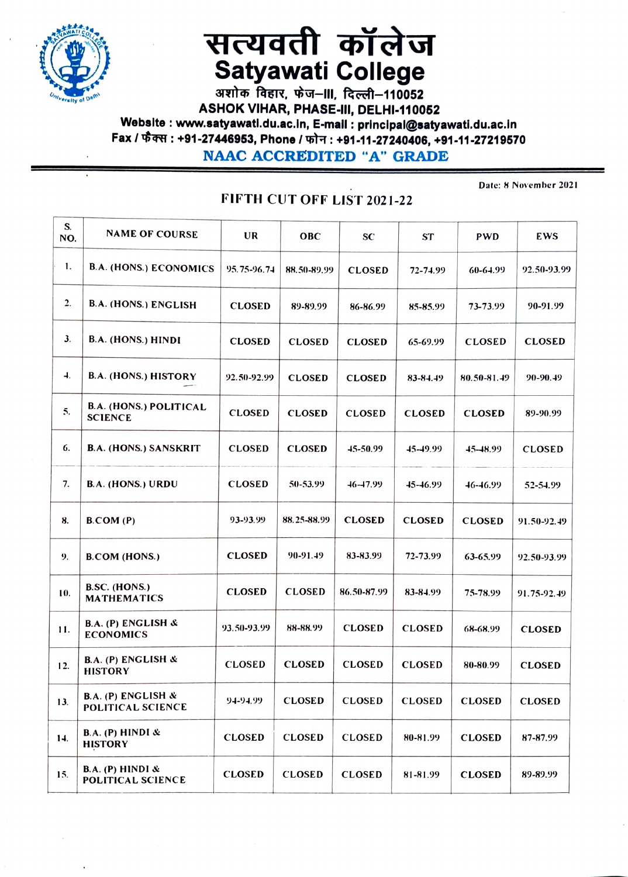# सत्यवती कॉलेज

# Satyawati College

अशोक विहार, फेज–III, दिल्ली–110052

ASHOK VIHAR, PHASE-III, DELHI-110052

Website : www.satyawati.du.ac.in, E-mail : principal@satyawati.du.ac.in

Fax / फैक्स : +91-27446953, Phone / फोन : +91-11-27240406, +91-11-27219570

**NAAC ACCREDITED "A" GRADE**

Date: 8 November 2021

## FIFTH CUT OFF LIST 2021-22

| S. NO. | NAME OF COURSE | UR | OBC | SC | ST | PWD | EWS |
|---|---|---|---|---|---|---|---|
| 1. | B.A. (HONS.) ECONOMICS | 95.75-96.74 | 88.50-89.99 | CLOSED | 72-74.99 | 60-64.99 | 92.50-93.99 |
| 2. | B.A. (HONS.) ENGLISH | CLOSED | 89-89.99 | 86-86.99 | 85-85.99 | 73-73.99 | 90-91.99 |
| 3. | B.A. (HONS.) HINDI | CLOSED | CLOSED | CLOSED | 65-69.99 | CLOSED | CLOSED |
| 4. | B.A. (HONS.) HISTORY | 92.50-92.99 | CLOSED | CLOSED | 83-84.49 | 80.50-81.49 | 90-90.49 |
| 5. | B.A. (HONS.) POLITICAL SCIENCE | CLOSED | CLOSED | CLOSED | CLOSED | CLOSED | 89-90.99 |
| 6. | B.A. (HONS.) SANSKRIT | CLOSED | CLOSED | 45-50.99 | 45-49.99 | 45-48.99 | CLOSED |
| 7. | B.A. (HONS.) URDU | CLOSED | 50-53.99 | 46-47.99 | 45-46.99 | 46-46.99 | 52-54.99 |
| 8. | B.COM (P) | 93-93.99 | 88.25-88.99 | CLOSED | CLOSED | CLOSED | 91.50-92.49 |
| 9. | B.COM (HONS.) | CLOSED | 90-91.49 | 83-83.99 | 72-73.99 | 63-65.99 | 92.50-93.99 |
| 10. | B.SC. (HONS.) MATHEMATICS | CLOSED | CLOSED | 86.50-87.99 | 83-84.99 | 75-78.99 | 91.75-92.49 |
| 11. | B.A. (P) ENGLISH & ECONOMICS | 93.50-93.99 | 88-88.99 | CLOSED | CLOSED | 68-68.99 | CLOSED |
| 12. | B.A. (P) ENGLISH & HISTORY | CLOSED | CLOSED | CLOSED | CLOSED | 80-80.99 | CLOSED |
| 13. | B.A. (P) ENGLISH & POLITICAL SCIENCE | 94-94.99 | CLOSED | CLOSED | CLOSED | CLOSED | CLOSED |
| 14. | B.A. (P) HINDI & HISTORY | CLOSED | CLOSED | CLOSED | 80-81.99 | CLOSED | 87-87.99 |
| 15. | B.A. (P) HINDI & POLITICAL SCIENCE | CLOSED | CLOSED | CLOSED | 81-81.99 | CLOSED | 89-89.99 |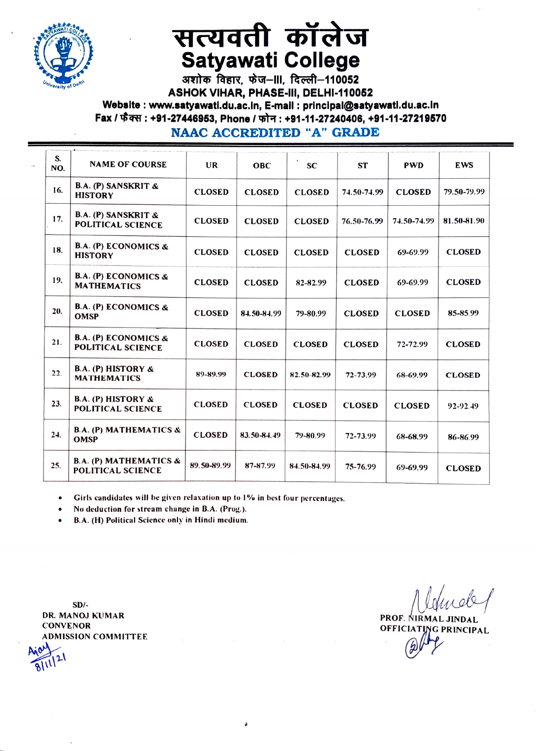# सत्यवती कॉलेज

# Satyawati College

अशोक विहार, फेज–III, दिल्ली–110052

ASHOK VIHAR, PHASE-III, DELHI-110052

**Website : www.satyawati.du.ac.in, E-mail : principal@satyawati.du.ac.in**

**Fax / फैक्स : +91-27446953, Phone / फोन : +91-11-27240406, +91-11-27219570**

**NAAC ACCREDITED "A" GRADE**

| S. NO. | NAME OF COURSE | UR | OBC | SC | ST | PWD | EWS |
|---|---|---|---|---|---|---|---|
| 16. | B.A. (P) SANSKRIT & HISTORY | CLOSED | CLOSED | CLOSED | 74.50-74.99 | CLOSED | 79.50-79.99 |
| 17. | B.A. (P) SANSKRIT & POLITICAL SCIENCE | CLOSED | CLOSED | CLOSED | 76.50-76.99 | 74.50-74.99 | 81.50-81.90 |
| 18. | B.A. (P) ECONOMICS & HISTORY | CLOSED | CLOSED | CLOSED | CLOSED | 69-69.99 | CLOSED |
| 19. | B.A. (P) ECONOMICS & MATHEMATICS | CLOSED | CLOSED | 82-82.99 | CLOSED | 69-69.99 | CLOSED |
| 20. | B.A. (P) ECONOMICS & OMSP | CLOSED | 84.50-84.99 | 79-80.99 | CLOSED | CLOSED | 85-85.99 |
| 21. | B.A. (P) ECONOMICS & POLITICAL SCIENCE | CLOSED | CLOSED | CLOSED | CLOSED | 72-72.99 | CLOSED |
| 22. | B.A. (P) HISTORY & MATHEMATICS | 89-89.99 | CLOSED | 82.50-82.99 | 72-73.99 | 68-69.99 | CLOSED |
| 23. | B.A. (P) HISTORY & POLITICAL SCIENCE | CLOSED | CLOSED | CLOSED | CLOSED | CLOSED | 92-92.49 |
| 24. | B.A. (P) MATHEMATICS & OMSP | CLOSED | 83.50-84.49 | 79-80.99 | 72-73.99 | 68-68.99 | 86-86.99 |
| 25. | B.A. (P) MATHEMATICS & POLITICAL SCIENCE | 89.50-89.99 | 87-87.99 | 84.50-84.99 | 75-76.99 | 69-69.99 | CLOSED |

- Girls candidates will be given relaxation up to 1% in best four percentages.
- No deduction for stream change in B.A. (Prog.).
- B.A. (H) Political Science only in Hindi medium.

SD/-
DR. MANOJ KUMAR
CONVENOR
ADMISSION COMMITTEE

PROF. NIRMAL JINDAL
OFFICIATING PRINCIPAL